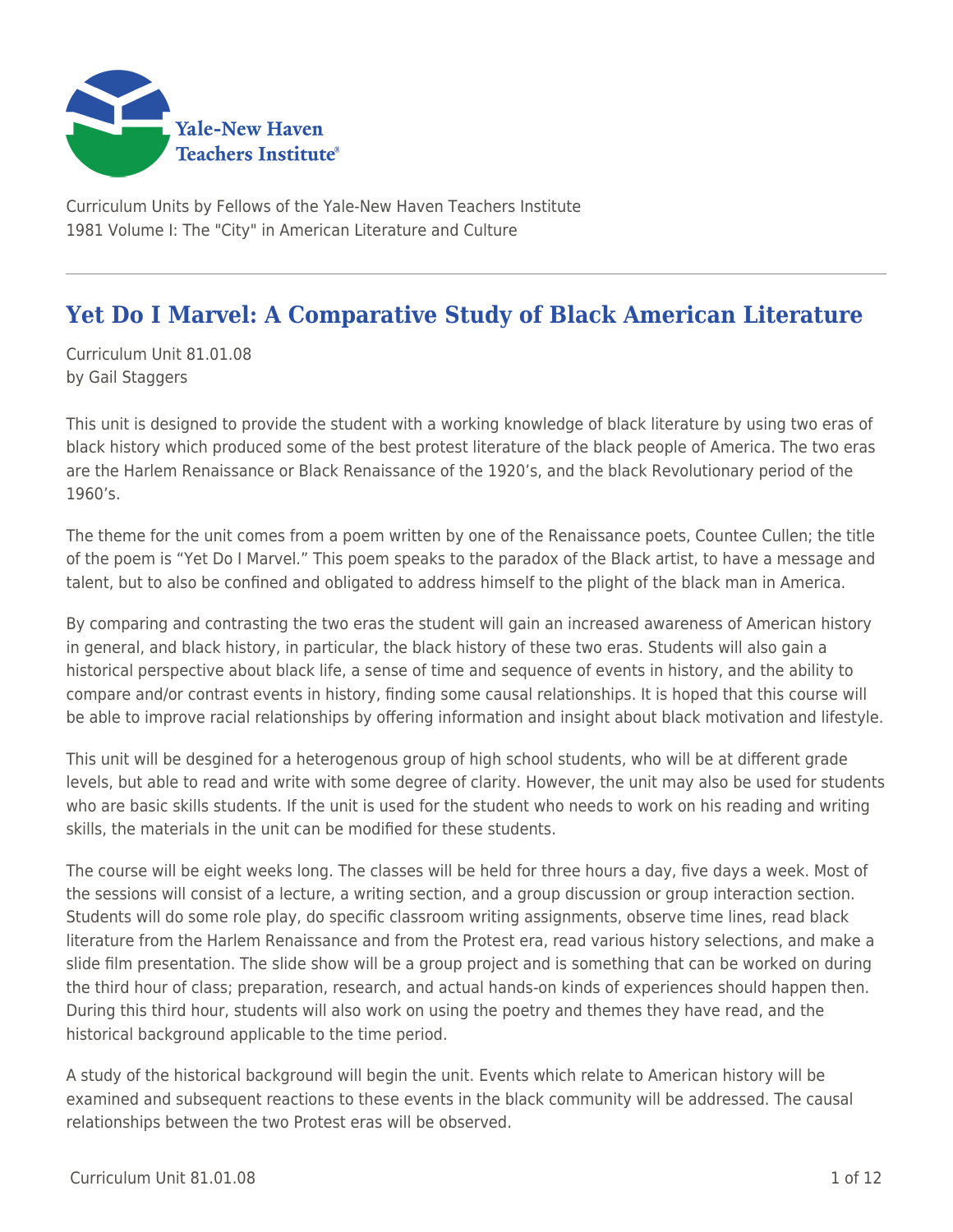Curriculum Units by Fellows of the Yale-New Haven Teachers Institute
1981 Volume I: The "City" in American Literature and Culture

# Yet Do I Marvel: A Comparative Study of Black American Literature

Curriculum Unit 81.01.08
by Gail Staggers

This unit is designed to provide the student with a working knowledge of black literature by using two eras of black history which produced some of the best protest literature of the black people of America. The two eras are the Harlem Renaissance or Black Renaissance of the 1920's, and the black Revolutionary period of the 1960's.

The theme for the unit comes from a poem written by one of the Renaissance poets, Countee Cullen; the title of the poem is "Yet Do I Marvel." This poem speaks to the paradox of the Black artist, to have a message and talent, but to also be confined and obligated to address himself to the plight of the black man in America.

By comparing and contrasting the two eras the student will gain an increased awareness of American history in general, and black history, in particular, the black history of these two eras. Students will also gain a historical perspective about black life, a sense of time and sequence of events in history, and the ability to compare and/or contrast events in history, finding some causal relationships. It is hoped that this course will be able to improve racial relationships by offering information and insight about black motivation and lifestyle.

This unit will be desgined for a heterogenous group of high school students, who will be at different grade levels, but able to read and write with some degree of clarity. However, the unit may also be used for students who are basic skills students. If the unit is used for the student who needs to work on his reading and writing skills, the materials in the unit can be modified for these students.

The course will be eight weeks long. The classes will be held for three hours a day, five days a week. Most of the sessions will consist of a lecture, a writing section, and a group discussion or group interaction section. Students will do some role play, do specific classroom writing assignments, observe time lines, read black literature from the Harlem Renaissance and from the Protest era, read various history selections, and make a slide film presentation. The slide show will be a group project and is something that can be worked on during the third hour of class; preparation, research, and actual hands-on kinds of experiences should happen then. During this third hour, students will also work on using the poetry and themes they have read, and the historical background applicable to the time period.

A study of the historical background will begin the unit. Events which relate to American history will be examined and subsequent reactions to these events in the black community will be addressed. The causal relationships between the two Protest eras will be observed.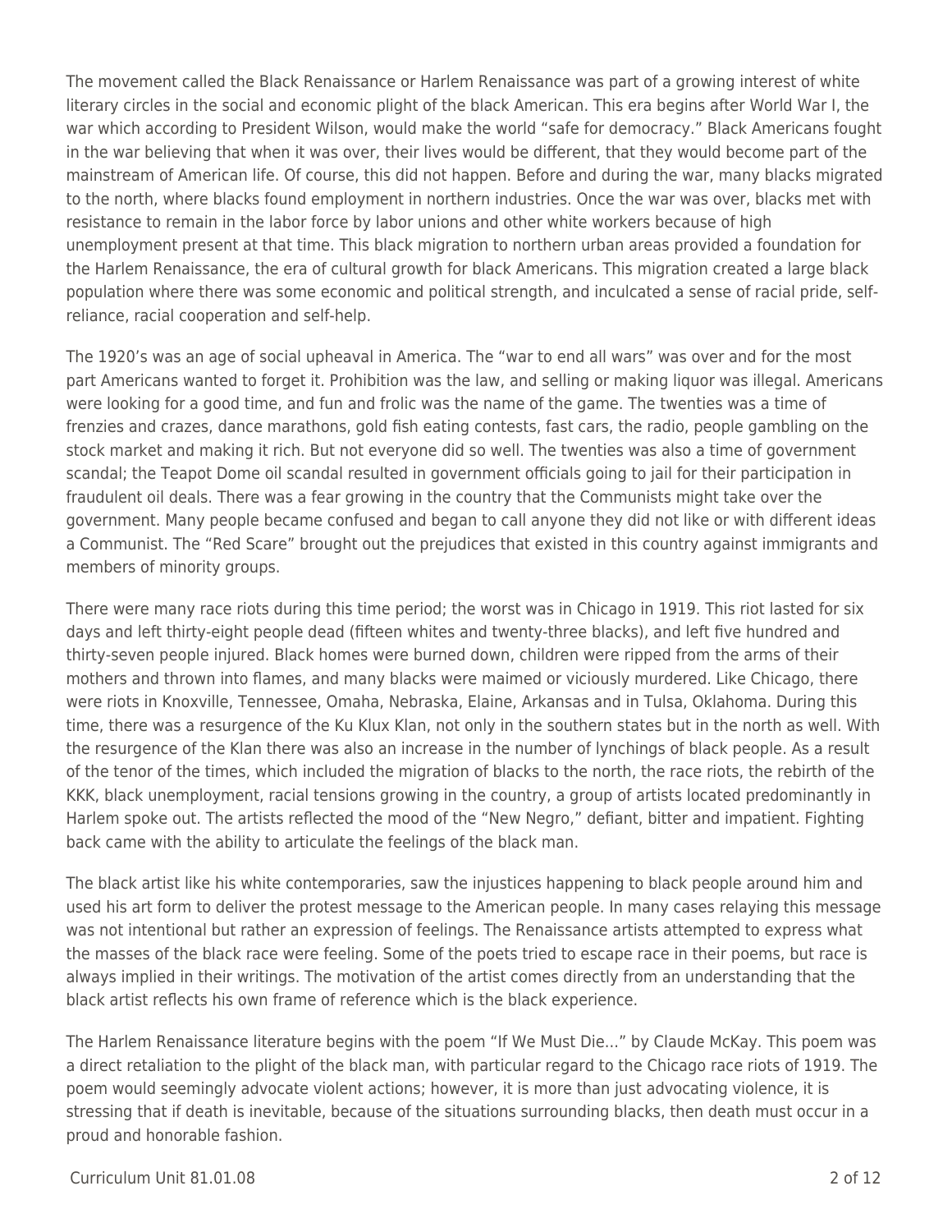The movement called the Black Renaissance or Harlem Renaissance was part of a growing interest of white literary circles in the social and economic plight of the black American. This era begins after World War I, the war which according to President Wilson, would make the world "safe for democracy." Black Americans fought in the war believing that when it was over, their lives would be different, that they would become part of the mainstream of American life. Of course, this did not happen. Before and during the war, many blacks migrated to the north, where blacks found employment in northern industries. Once the war was over, blacks met with resistance to remain in the labor force by labor unions and other white workers because of high unemployment present at that time. This black migration to northern urban areas provided a foundation for the Harlem Renaissance, the era of cultural growth for black Americans. This migration created a large black population where there was some economic and political strength, and inculcated a sense of racial pride, self-reliance, racial cooperation and self-help.

The 1920's was an age of social upheaval in America. The "war to end all wars" was over and for the most part Americans wanted to forget it. Prohibition was the law, and selling or making liquor was illegal. Americans were looking for a good time, and fun and frolic was the name of the game. The twenties was a time of frenzies and crazes, dance marathons, gold fish eating contests, fast cars, the radio, people gambling on the stock market and making it rich. But not everyone did so well. The twenties was also a time of government scandal; the Teapot Dome oil scandal resulted in government officials going to jail for their participation in fraudulent oil deals. There was a fear growing in the country that the Communists might take over the government. Many people became confused and began to call anyone they did not like or with different ideas a Communist. The "Red Scare" brought out the prejudices that existed in this country against immigrants and members of minority groups.

There were many race riots during this time period; the worst was in Chicago in 1919. This riot lasted for six days and left thirty-eight people dead (fifteen whites and twenty-three blacks), and left five hundred and thirty-seven people injured. Black homes were burned down, children were ripped from the arms of their mothers and thrown into flames, and many blacks were maimed or viciously murdered. Like Chicago, there were riots in Knoxville, Tennessee, Omaha, Nebraska, Elaine, Arkansas and in Tulsa, Oklahoma. During this time, there was a resurgence of the Ku Klux Klan, not only in the southern states but in the north as well. With the resurgence of the Klan there was also an increase in the number of lynchings of black people. As a result of the tenor of the times, which included the migration of blacks to the north, the race riots, the rebirth of the KKK, black unemployment, racial tensions growing in the country, a group of artists located predominantly in Harlem spoke out. The artists reflected the mood of the "New Negro," defiant, bitter and impatient. Fighting back came with the ability to articulate the feelings of the black man.

The black artist like his white contemporaries, saw the injustices happening to black people around him and used his art form to deliver the protest message to the American people. In many cases relaying this message was not intentional but rather an expression of feelings. The Renaissance artists attempted to express what the masses of the black race were feeling. Some of the poets tried to escape race in their poems, but race is always implied in their writings. The motivation of the artist comes directly from an understanding that the black artist reflects his own frame of reference which is the black experience.

The Harlem Renaissance literature begins with the poem "If We Must Die…" by Claude McKay. This poem was a direct retaliation to the plight of the black man, with particular regard to the Chicago race riots of 1919. The poem would seemingly advocate violent actions; however, it is more than just advocating violence, it is stressing that if death is inevitable, because of the situations surrounding blacks, then death must occur in a proud and honorable fashion.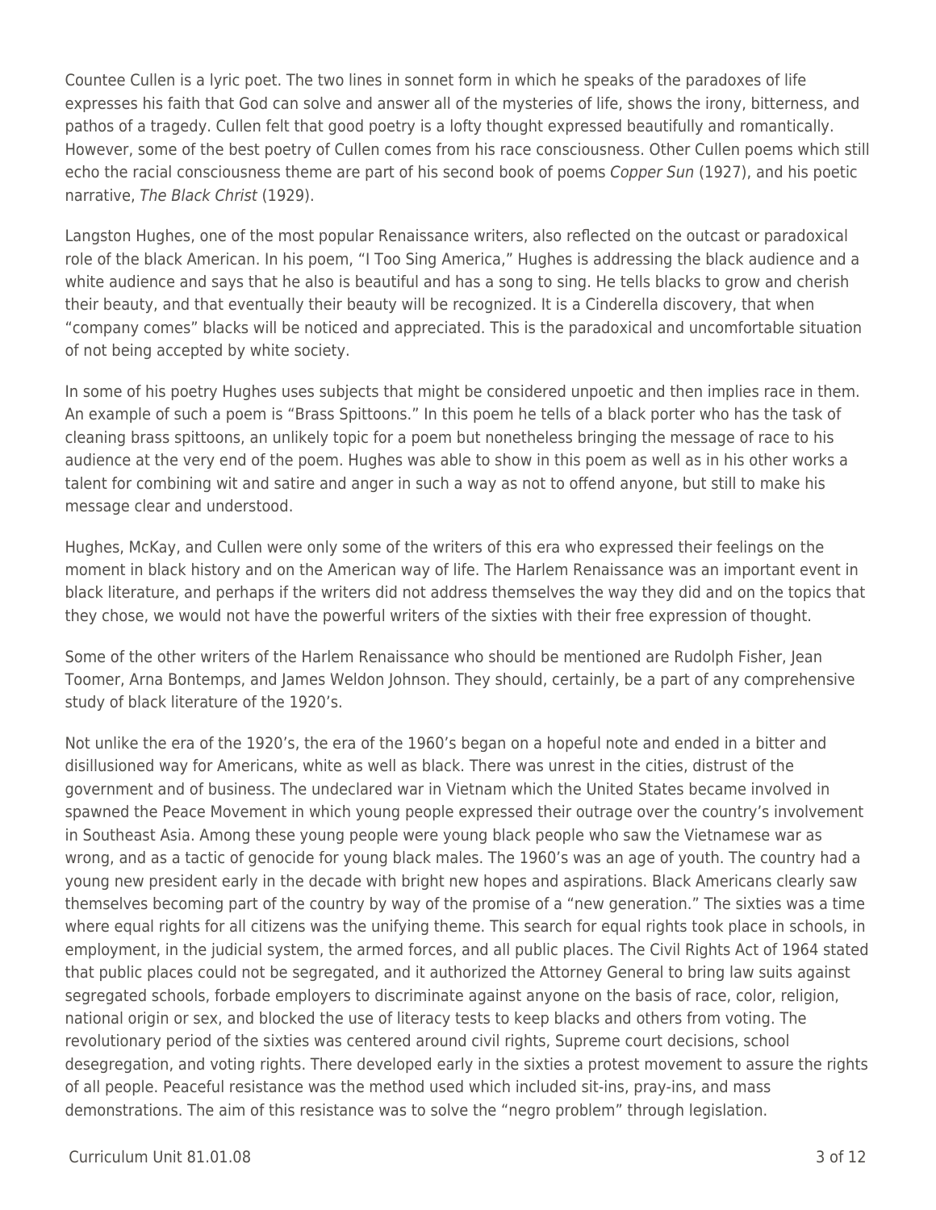Countee Cullen is a lyric poet. The two lines in sonnet form in which he speaks of the paradoxes of life expresses his faith that God can solve and answer all of the mysteries of life, shows the irony, bitterness, and pathos of a tragedy. Cullen felt that good poetry is a lofty thought expressed beautifully and romantically. However, some of the best poetry of Cullen comes from his race consciousness. Other Cullen poems which still echo the racial consciousness theme are part of his second book of poems *Copper Sun* (1927), and his poetic narrative, *The Black Christ* (1929).

Langston Hughes, one of the most popular Renaissance writers, also reflected on the outcast or paradoxical role of the black American. In his poem, "I Too Sing America," Hughes is addressing the black audience and a white audience and says that he also is beautiful and has a song to sing. He tells blacks to grow and cherish their beauty, and that eventually their beauty will be recognized. It is a Cinderella discovery, that when "company comes" blacks will be noticed and appreciated. This is the paradoxical and uncomfortable situation of not being accepted by white society.

In some of his poetry Hughes uses subjects that might be considered unpoetic and then implies race in them. An example of such a poem is "Brass Spittoons." In this poem he tells of a black porter who has the task of cleaning brass spittoons, an unlikely topic for a poem but nonetheless bringing the message of race to his audience at the very end of the poem. Hughes was able to show in this poem as well as in his other works a talent for combining wit and satire and anger in such a way as not to offend anyone, but still to make his message clear and understood.

Hughes, McKay, and Cullen were only some of the writers of this era who expressed their feelings on the moment in black history and on the American way of life. The Harlem Renaissance was an important event in black literature, and perhaps if the writers did not address themselves the way they did and on the topics that they chose, we would not have the powerful writers of the sixties with their free expression of thought.

Some of the other writers of the Harlem Renaissance who should be mentioned are Rudolph Fisher, Jean Toomer, Arna Bontemps, and James Weldon Johnson. They should, certainly, be a part of any comprehensive study of black literature of the 1920's.

Not unlike the era of the 1920's, the era of the 1960's began on a hopeful note and ended in a bitter and disillusioned way for Americans, white as well as black. There was unrest in the cities, distrust of the government and of business. The undeclared war in Vietnam which the United States became involved in spawned the Peace Movement in which young people expressed their outrage over the country's involvement in Southeast Asia. Among these young people were young black people who saw the Vietnamese war as wrong, and as a tactic of genocide for young black males. The 1960's was an age of youth. The country had a young new president early in the decade with bright new hopes and aspirations. Black Americans clearly saw themselves becoming part of the country by way of the promise of a "new generation." The sixties was a time where equal rights for all citizens was the unifying theme. This search for equal rights took place in schools, in employment, in the judicial system, the armed forces, and all public places. The Civil Rights Act of 1964 stated that public places could not be segregated, and it authorized the Attorney General to bring law suits against segregated schools, forbade employers to discriminate against anyone on the basis of race, color, religion, national origin or sex, and blocked the use of literacy tests to keep blacks and others from voting. The revolutionary period of the sixties was centered around civil rights, Supreme court decisions, school desegregation, and voting rights. There developed early in the sixties a protest movement to assure the rights of all people. Peaceful resistance was the method used which included sit-ins, pray-ins, and mass demonstrations. The aim of this resistance was to solve the "negro problem" through legislation.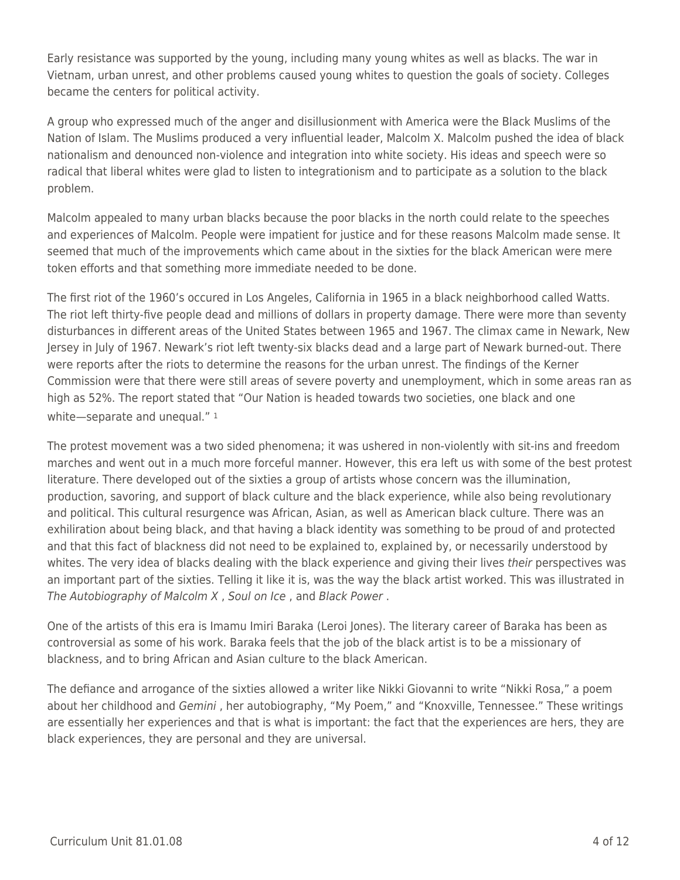Early resistance was supported by the young, including many young whites as well as blacks. The war in Vietnam, urban unrest, and other problems caused young whites to question the goals of society. Colleges became the centers for political activity.

A group who expressed much of the anger and disillusionment with America were the Black Muslims of the Nation of Islam. The Muslims produced a very influential leader, Malcolm X. Malcolm pushed the idea of black nationalism and denounced non-violence and integration into white society. His ideas and speech were so radical that liberal whites were glad to listen to integrationism and to participate as a solution to the black problem.

Malcolm appealed to many urban blacks because the poor blacks in the north could relate to the speeches and experiences of Malcolm. People were impatient for justice and for these reasons Malcolm made sense. It seemed that much of the improvements which came about in the sixties for the black American were mere token efforts and that something more immediate needed to be done.

The first riot of the 1960's occured in Los Angeles, California in 1965 in a black neighborhood called Watts. The riot left thirty-five people dead and millions of dollars in property damage. There were more than seventy disturbances in different areas of the United States between 1965 and 1967. The climax came in Newark, New Jersey in July of 1967. Newark's riot left twenty-six blacks dead and a large part of Newark burned-out. There were reports after the riots to determine the reasons for the urban unrest. The findings of the Kerner Commission were that there were still areas of severe poverty and unemployment, which in some areas ran as high as 52%. The report stated that "Our Nation is headed towards two societies, one black and one white—separate and unequal." [1]

The protest movement was a two sided phenomena; it was ushered in non-violently with sit-ins and freedom marches and went out in a much more forceful manner. However, this era left us with some of the best protest literature. There developed out of the sixties a group of artists whose concern was the illumination, production, savoring, and support of black culture and the black experience, while also being revolutionary and political. This cultural resurgence was African, Asian, as well as American black culture. There was an exhiliration about being black, and that having a black identity was something to be proud of and protected and that this fact of blackness did not need to be explained to, explained by, or necessarily understood by whites. The very idea of blacks dealing with the black experience and giving their lives *their* perspectives was an important part of the sixties. Telling it like it is, was the way the black artist worked. This was illustrated in *The Autobiography of Malcolm X* , *Soul on Ice* , and *Black Power* .

One of the artists of this era is Imamu Imiri Baraka (Leroi Jones). The literary career of Baraka has been as controversial as some of his work. Baraka feels that the job of the black artist is to be a missionary of blackness, and to bring African and Asian culture to the black American.

The defiance and arrogance of the sixties allowed a writer like Nikki Giovanni to write "Nikki Rosa," a poem about her childhood and *Gemini* , her autobiography, "My Poem," and "Knoxville, Tennessee." These writings are essentially her experiences and that is what is important: the fact that the experiences are hers, they are black experiences, they are personal and they are universal.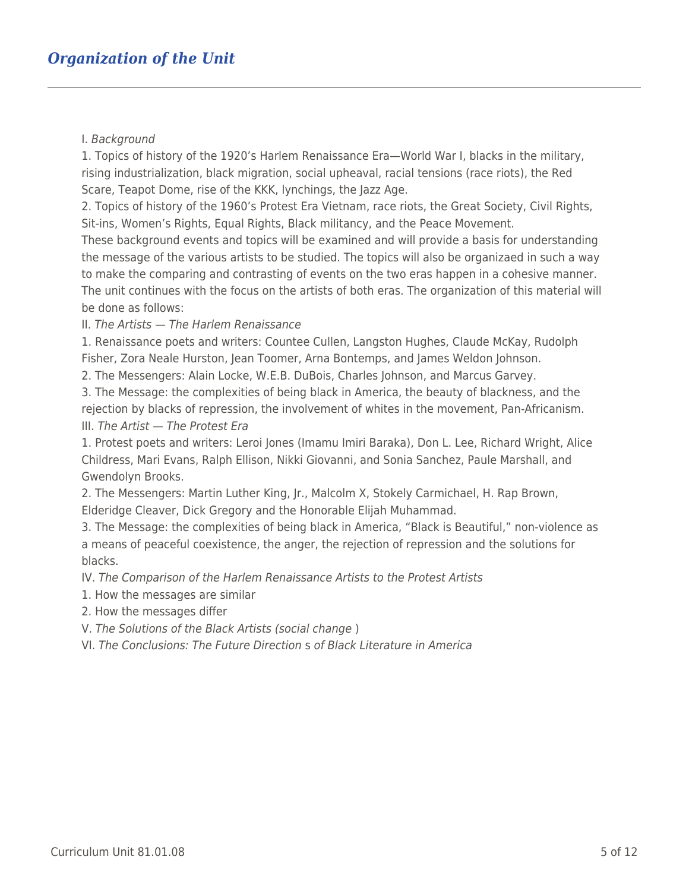## *Organization of the Unit*

I. *Background*

1. Topics of history of the 1920's Harlem Renaissance Era—World War I, blacks in the military, rising industrialization, black migration, social upheaval, racial tensions (race riots), the Red Scare, Teapot Dome, rise of the KKK, lynchings, the Jazz Age.

2. Topics of history of the 1960's Protest Era Vietnam, race riots, the Great Society, Civil Rights, Sit-ins, Women's Rights, Equal Rights, Black militancy, and the Peace Movement.

These background events and topics will be examined and will provide a basis for understanding the message of the various artists to be studied. The topics will also be organizaed in such a way to make the comparing and contrasting of events on the two eras happen in a cohesive manner. The unit continues with the focus on the artists of both eras. The organization of this material will be done as follows:

II. *The Artists — The Harlem Renaissance*

1. Renaissance poets and writers: Countee Cullen, Langston Hughes, Claude McKay, Rudolph Fisher, Zora Neale Hurston, Jean Toomer, Arna Bontemps, and James Weldon Johnson.

2. The Messengers: Alain Locke, W.E.B. DuBois, Charles Johnson, and Marcus Garvey.

3. The Message: the complexities of being black in America, the beauty of blackness, and the rejection by blacks of repression, the involvement of whites in the movement, Pan-Africanism.

III. *The Artist — The Protest Era*

1. Protest poets and writers: Leroi Jones (Imamu Imiri Baraka), Don L. Lee, Richard Wright, Alice Childress, Mari Evans, Ralph Ellison, Nikki Giovanni, and Sonia Sanchez, Paule Marshall, and Gwendolyn Brooks.

2. The Messengers: Martin Luther King, Jr., Malcolm X, Stokely Carmichael, H. Rap Brown, Elderidge Cleaver, Dick Gregory and the Honorable Elijah Muhammad.

3. The Message: the complexities of being black in America, "Black is Beautiful," non-violence as a means of peaceful coexistence, the anger, the rejection of repression and the solutions for blacks.

IV. *The Comparison of the Harlem Renaissance Artists to the Protest Artists*

1. How the messages are similar

2. How the messages differ

V. *The Solutions of the Black Artists (social change* )

VI. *The Conclusions: The Future Direction* s *of Black Literature in America*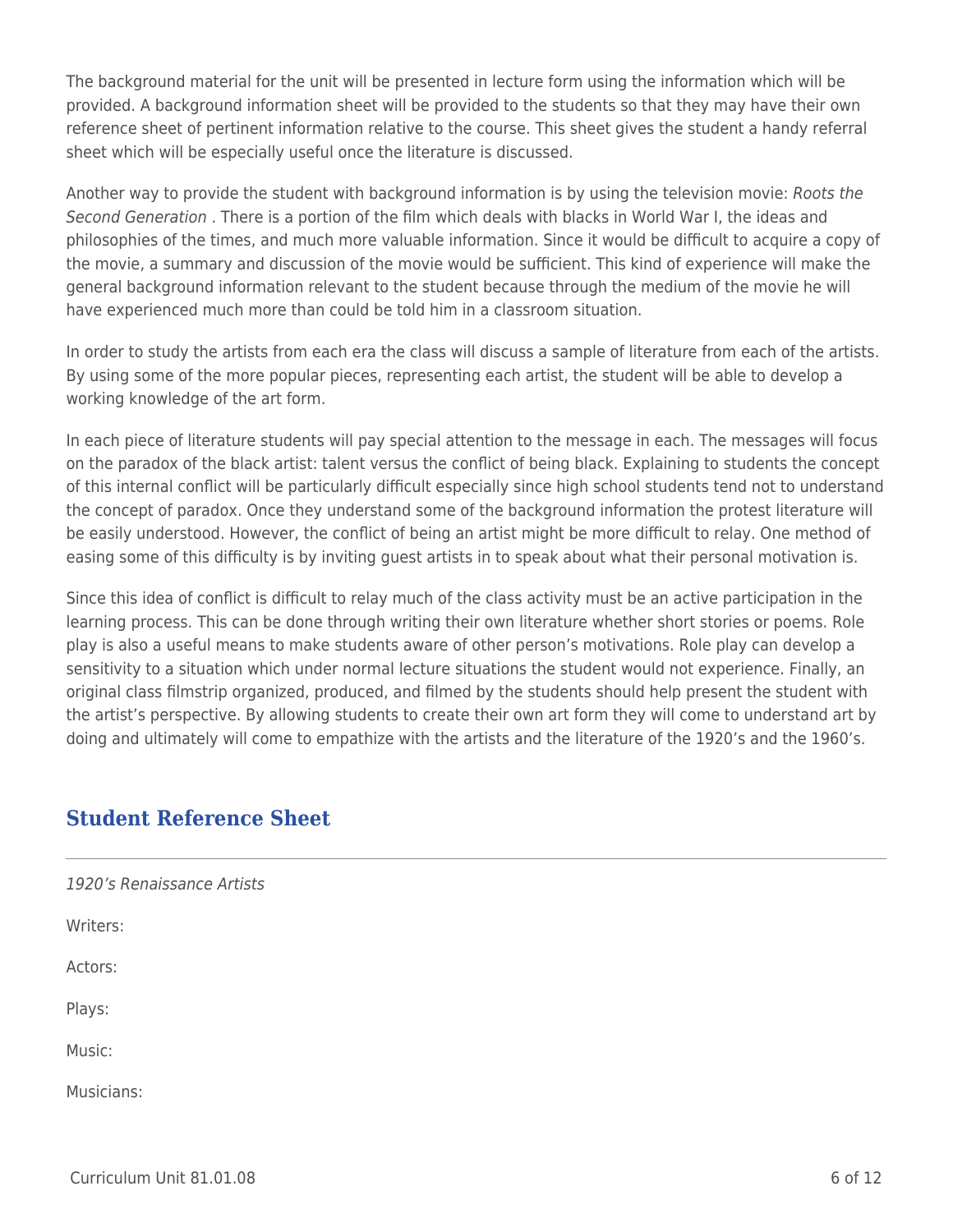The background material for the unit will be presented in lecture form using the information which will be provided. A background information sheet will be provided to the students so that they may have their own reference sheet of pertinent information relative to the course. This sheet gives the student a handy referral sheet which will be especially useful once the literature is discussed.

Another way to provide the student with background information is by using the television movie: *Roots the Second Generation* . There is a portion of the film which deals with blacks in World War I, the ideas and philosophies of the times, and much more valuable information. Since it would be difficult to acquire a copy of the movie, a summary and discussion of the movie would be sufficient. This kind of experience will make the general background information relevant to the student because through the medium of the movie he will have experienced much more than could be told him in a classroom situation.

In order to study the artists from each era the class will discuss a sample of literature from each of the artists. By using some of the more popular pieces, representing each artist, the student will be able to develop a working knowledge of the art form.

In each piece of literature students will pay special attention to the message in each. The messages will focus on the paradox of the black artist: talent versus the conflict of being black. Explaining to students the concept of this internal conflict will be particularly difficult especially since high school students tend not to understand the concept of paradox. Once they understand some of the background information the protest literature will be easily understood. However, the conflict of being an artist might be more difficult to relay. One method of easing some of this difficulty is by inviting guest artists in to speak about what their personal motivation is.

Since this idea of conflict is difficult to relay much of the class activity must be an active participation in the learning process. This can be done through writing their own literature whether short stories or poems. Role play is also a useful means to make students aware of other person's motivations. Role play can develop a sensitivity to a situation which under normal lecture situations the student would not experience. Finally, an original class filmstrip organized, produced, and filmed by the students should help present the student with the artist's perspective. By allowing students to create their own art form they will come to understand art by doing and ultimately will come to empathize with the artists and the literature of the 1920's and the 1960's.

## Student Reference Sheet

---

*1920's Renaissance Artists*

Writers:

Actors:

Plays:

Music:

Musicians: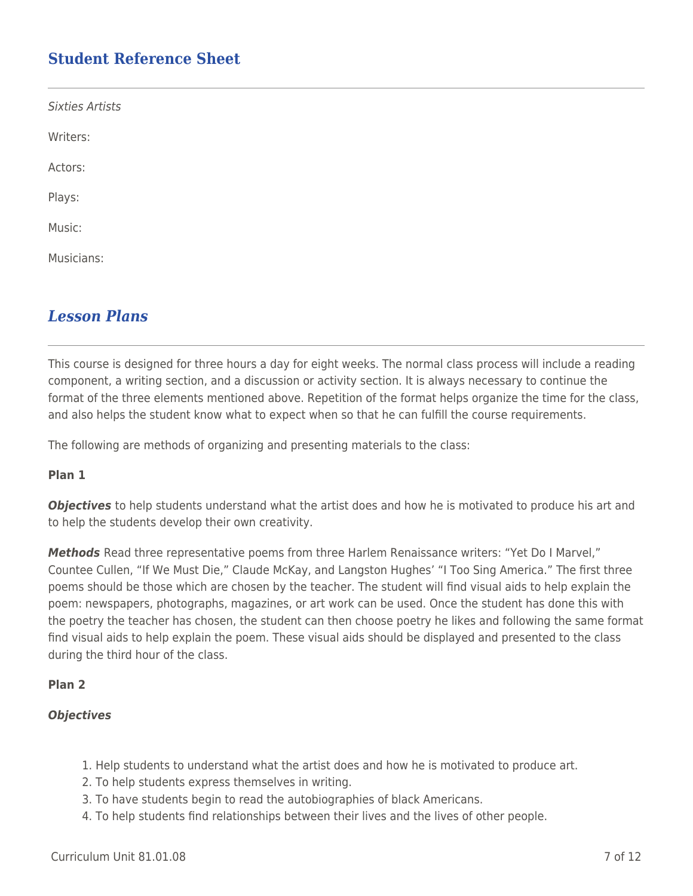## Student Reference Sheet

*Sixties Artists*

Writers:

Actors:

Plays:

Music:

Musicians:

## *Lesson Plans*

This course is designed for three hours a day for eight weeks. The normal class process will include a reading component, a writing section, and a discussion or activity section. It is always necessary to continue the format of the three elements mentioned above. Repetition of the format helps organize the time for the class, and also helps the student know what to expect when so that he can fulfill the course requirements.

The following are methods of organizing and presenting materials to the class:

**Plan 1**

***Objectives*** to help students understand what the artist does and how he is motivated to produce his art and to help the students develop their own creativity.

***Methods*** Read three representative poems from three Harlem Renaissance writers: "Yet Do I Marvel," Countee Cullen, "If We Must Die," Claude McKay, and Langston Hughes' "I Too Sing America." The first three poems should be those which are chosen by the teacher. The student will find visual aids to help explain the poem: newspapers, photographs, magazines, or art work can be used. Once the student has done this with the poetry the teacher has chosen, the student can then choose poetry he likes and following the same format find visual aids to help explain the poem. These visual aids should be displayed and presented to the class during the third hour of the class.

**Plan 2**

***Objectives***

1. Help students to understand what the artist does and how he is motivated to produce art.
2. To help students express themselves in writing.
3. To have students begin to read the autobiographies of black Americans.
4. To help students find relationships between their lives and the lives of other people.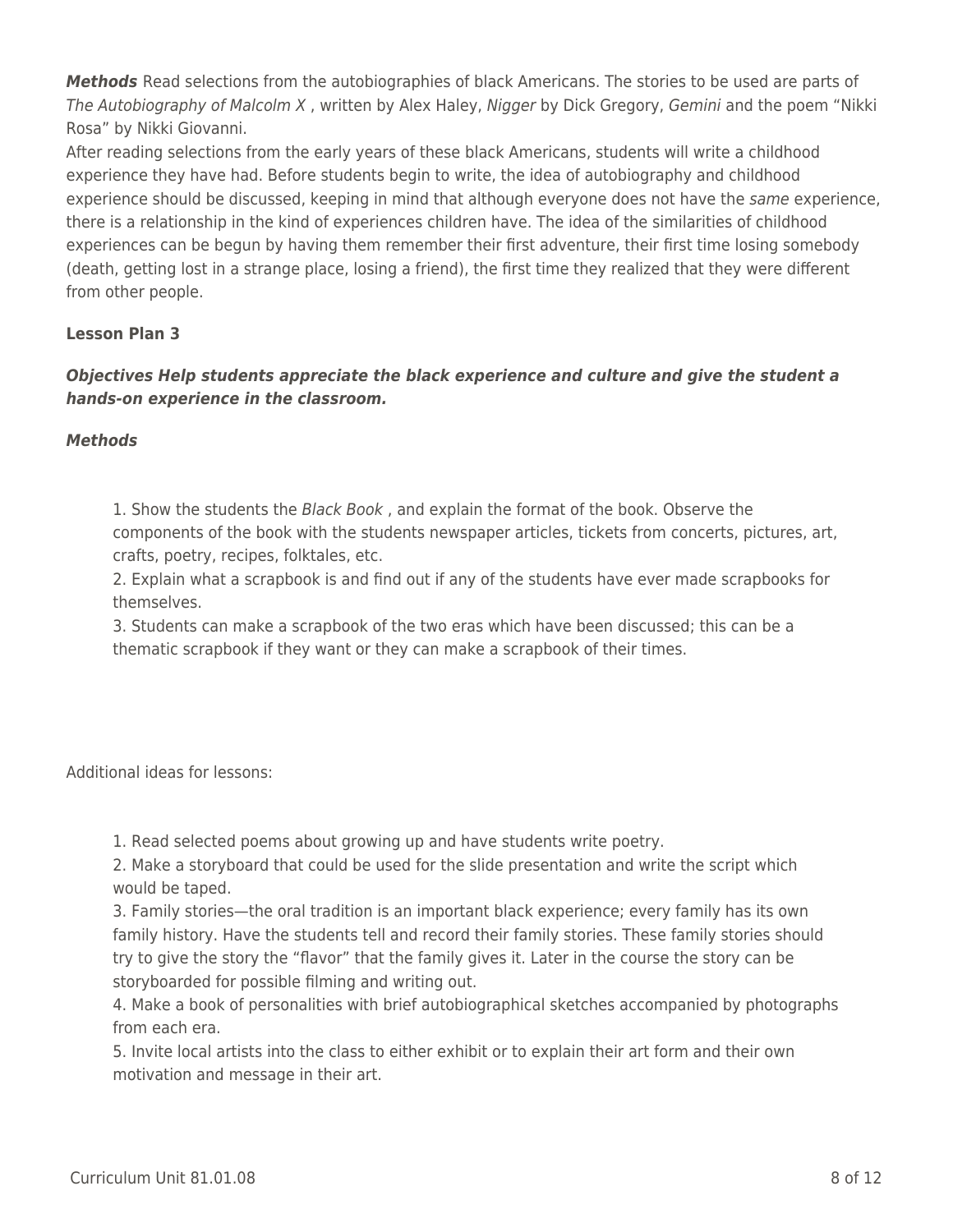***Methods*** Read selections from the autobiographies of black Americans. The stories to be used are parts of *The Autobiography of Malcolm X* , written by Alex Haley, *Nigger* by Dick Gregory, *Gemini* and the poem "Nikki Rosa" by Nikki Giovanni.

After reading selections from the early years of these black Americans, students will write a childhood experience they have had. Before students begin to write, the idea of autobiography and childhood experience should be discussed, keeping in mind that although everyone does not have the *same* experience, there is a relationship in the kind of experiences children have. The idea of the similarities of childhood experiences can be begun by having them remember their first adventure, their first time losing somebody (death, getting lost in a strange place, losing a friend), the first time they realized that they were different from other people.

**Lesson Plan 3**

***Objectives Help students appreciate the black experience and culture and give the student a hands-on experience in the classroom.***

***Methods***

1. Show the students the *Black Book* , and explain the format of the book. Observe the components of the book with the students newspaper articles, tickets from concerts, pictures, art, crafts, poetry, recipes, folktales, etc.
2. Explain what a scrapbook is and find out if any of the students have ever made scrapbooks for themselves.
3. Students can make a scrapbook of the two eras which have been discussed; this can be a thematic scrapbook if they want or they can make a scrapbook of their times.

Additional ideas for lessons:

1. Read selected poems about growing up and have students write poetry.
2. Make a storyboard that could be used for the slide presentation and write the script which would be taped.
3. Family stories—the oral tradition is an important black experience; every family has its own family history. Have the students tell and record their family stories. These family stories should try to give the story the "flavor" that the family gives it. Later in the course the story can be storyboarded for possible filming and writing out.
4. Make a book of personalities with brief autobiographical sketches accompanied by photographs from each era.
5. Invite local artists into the class to either exhibit or to explain their art form and their own motivation and message in their art.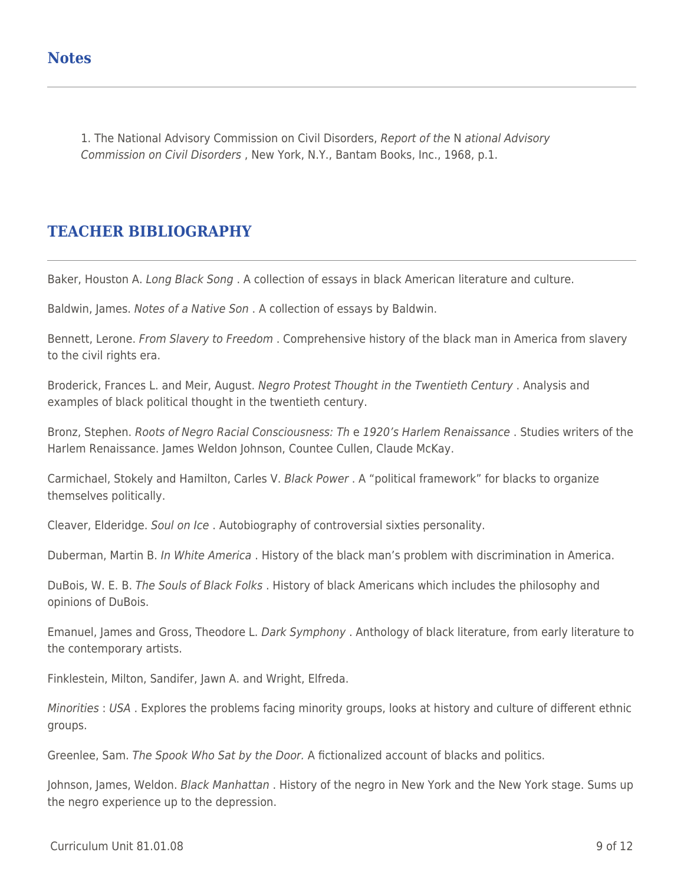## Notes

1. The National Advisory Commission on Civil Disorders, *Report of the* N *ational Advisory Commission on Civil Disorders* , New York, N.Y., Bantam Books, Inc., 1968, p.1.

## TEACHER BIBLIOGRAPHY

Baker, Houston A. *Long Black Song* . A collection of essays in black American literature and culture.

Baldwin, James. *Notes of a Native Son* . A collection of essays by Baldwin.

Bennett, Lerone. *From Slavery to Freedom* . Comprehensive history of the black man in America from slavery to the civil rights era.

Broderick, Frances L. and Meir, August. *Negro Protest Thought in the Twentieth Century* . Analysis and examples of black political thought in the twentieth century.

Bronz, Stephen. *Roots of Negro Racial Consciousness: Th* e *1920's Harlem Renaissance* . Studies writers of the Harlem Renaissance. James Weldon Johnson, Countee Cullen, Claude McKay.

Carmichael, Stokely and Hamilton, Carles V. *Black Power* . A "political framework" for blacks to organize themselves politically.

Cleaver, Elderidge. *Soul on Ice* . Autobiography of controversial sixties personality.

Duberman, Martin B. *In White America* . History of the black man's problem with discrimination in America.

DuBois, W. E. B. *The Souls of Black Folks* . History of black Americans which includes the philosophy and opinions of DuBois.

Emanuel, James and Gross, Theodore L. *Dark Symphony* . Anthology of black literature, from early literature to the contemporary artists.

Finklestein, Milton, Sandifer, Jawn A. and Wright, Elfreda.

*Minorities* : *USA* . Explores the problems facing minority groups, looks at history and culture of different ethnic groups.

Greenlee, Sam. *The Spook Who Sat by the Door.* A fictionalized account of blacks and politics.

Johnson, James, Weldon. *Black Manhattan* . History of the negro in New York and the New York stage. Sums up the negro experience up to the depression.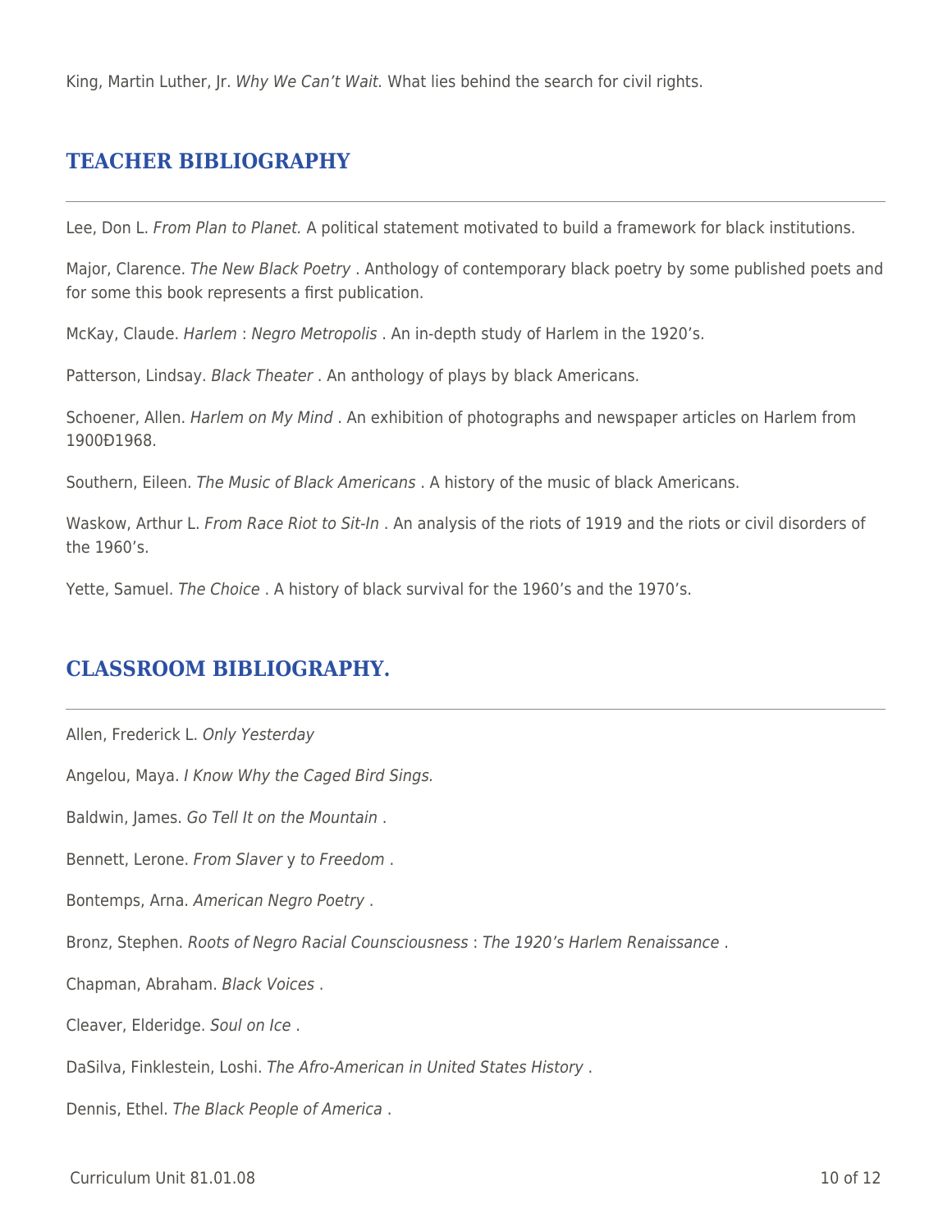King, Martin Luther, Jr. *Why We Can't Wait.* What lies behind the search for civil rights.

## TEACHER BIBLIOGRAPHY

Lee, Don L. *From Plan to Planet.* A political statement motivated to build a framework for black institutions.

Major, Clarence. *The New Black Poetry* . Anthology of contemporary black poetry by some published poets and for some this book represents a first publication.

McKay, Claude. *Harlem* : *Negro Metropolis* . An in-depth study of Harlem in the 1920's.

Patterson, Lindsay. *Black Theater* . An anthology of plays by black Americans.

Schoener, Allen. *Harlem on My Mind* . An exhibition of photographs and newspaper articles on Harlem from 1900Ð1968.

Southern, Eileen. *The Music of Black Americans* . A history of the music of black Americans.

Waskow, Arthur L. *From Race Riot to Sit-In* . An analysis of the riots of 1919 and the riots or civil disorders of the 1960's.

Yette, Samuel. *The Choice* . A history of black survival for the 1960's and the 1970's.

## CLASSROOM BIBLIOGRAPHY.

Allen, Frederick L. *Only Yesterday*

Angelou, Maya. *I Know Why the Caged Bird Sings.*

Baldwin, James. *Go Tell It on the Mountain* .

Bennett, Lerone. *From Slaver* y *to Freedom* .

Bontemps, Arna. *American Negro Poetry* .

Bronz, Stephen. *Roots of Negro Racial Counsciousness* : *The 1920's Harlem Renaissance* .

Chapman, Abraham. *Black Voices* .

Cleaver, Elderidge. *Soul on Ice* .

DaSilva, Finklestein, Loshi. *The Afro-American in United States History* .

Dennis, Ethel. *The Black People of America* .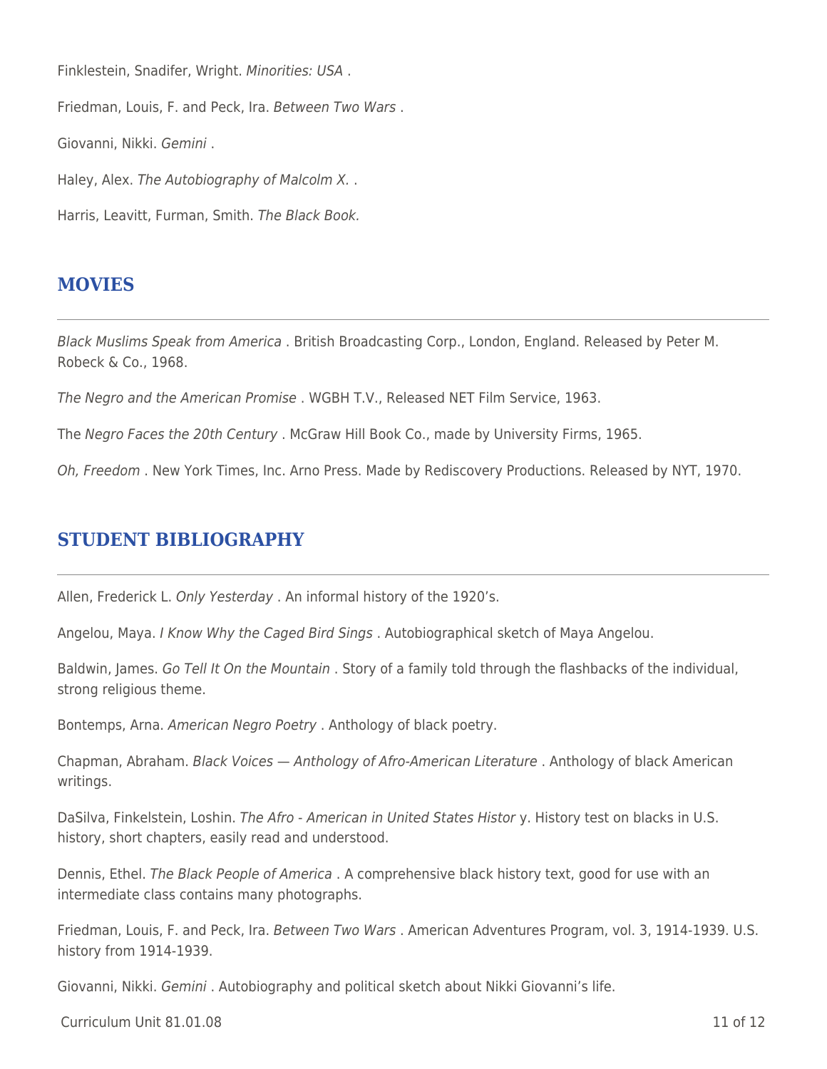Finklestein, Snadifer, Wright. *Minorities: USA* .

Friedman, Louis, F. and Peck, Ira. *Between Two Wars* .

Giovanni, Nikki. *Gemini* .

Haley, Alex. *The Autobiography of Malcolm X.* .

Harris, Leavitt, Furman, Smith. *The Black Book.*

## MOVIES

*Black Muslims Speak from America* . British Broadcasting Corp., London, England. Released by Peter M. Robeck & Co., 1968.

*The Negro and the American Promise* . WGBH T.V., Released NET Film Service, 1963.

The *Negro Faces the 20th Century* . McGraw Hill Book Co., made by University Firms, 1965.

*Oh, Freedom* . New York Times, Inc. Arno Press. Made by Rediscovery Productions. Released by NYT, 1970.

## STUDENT BIBLIOGRAPHY

Allen, Frederick L. *Only Yesterday* . An informal history of the 1920's.

Angelou, Maya. *I Know Why the Caged Bird Sings* . Autobiographical sketch of Maya Angelou.

Baldwin, James. *Go Tell It On the Mountain* . Story of a family told through the flashbacks of the individual, strong religious theme.

Bontemps, Arna. *American Negro Poetry* . Anthology of black poetry.

Chapman, Abraham. *Black Voices — Anthology of Afro-American Literature* . Anthology of black American writings.

DaSilva, Finkelstein, Loshin. *The Afro - American in United States Histor* y. History test on blacks in U.S. history, short chapters, easily read and understood.

Dennis, Ethel. *The Black People of America* . A comprehensive black history text, good for use with an intermediate class contains many photographs.

Friedman, Louis, F. and Peck, Ira. *Between Two Wars* . American Adventures Program, vol. 3, 1914-1939. U.S. history from 1914-1939.

Giovanni, Nikki. *Gemini* . Autobiography and political sketch about Nikki Giovanni's life.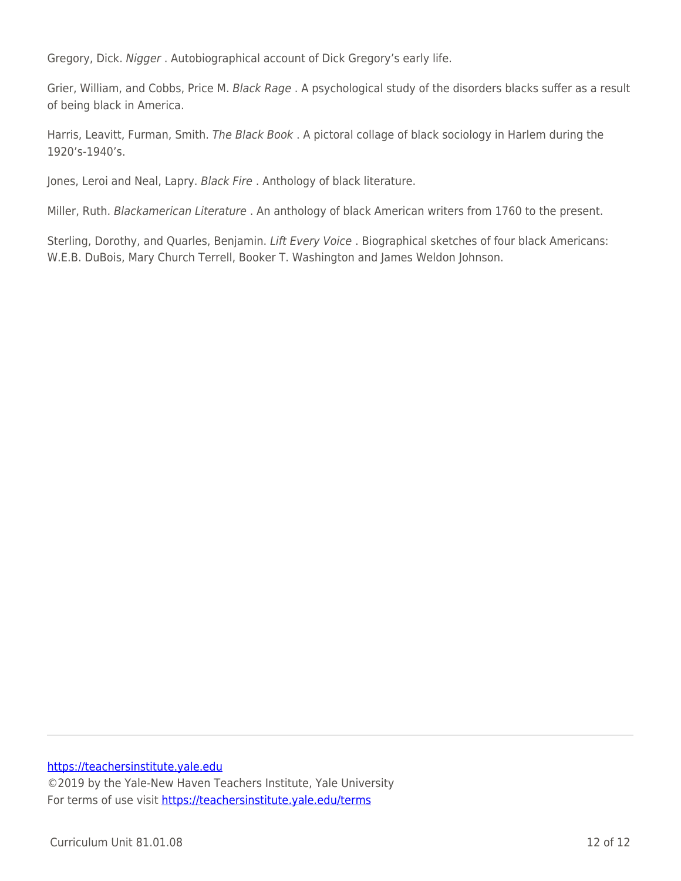Gregory, Dick. *Nigger* . Autobiographical account of Dick Gregory's early life.

Grier, William, and Cobbs, Price M. *Black Rage* . A psychological study of the disorders blacks suffer as a result of being black in America.

Harris, Leavitt, Furman, Smith. *The Black Book* . A pictoral collage of black sociology in Harlem during the 1920's-1940's.

Jones, Leroi and Neal, Lapry. *Black Fire* . Anthology of black literature.

Miller, Ruth. *Blackamerican Literature* . An anthology of black American writers from 1760 to the present.

Sterling, Dorothy, and Quarles, Benjamin. *Lift Every Voice* . Biographical sketches of four black Americans: W.E.B. DuBois, Mary Church Terrell, Booker T. Washington and James Weldon Johnson.

https://teachersinstitute.yale.edu
©2019 by the Yale-New Haven Teachers Institute, Yale University
For terms of use visit https://teachersinstitute.yale.edu/terms